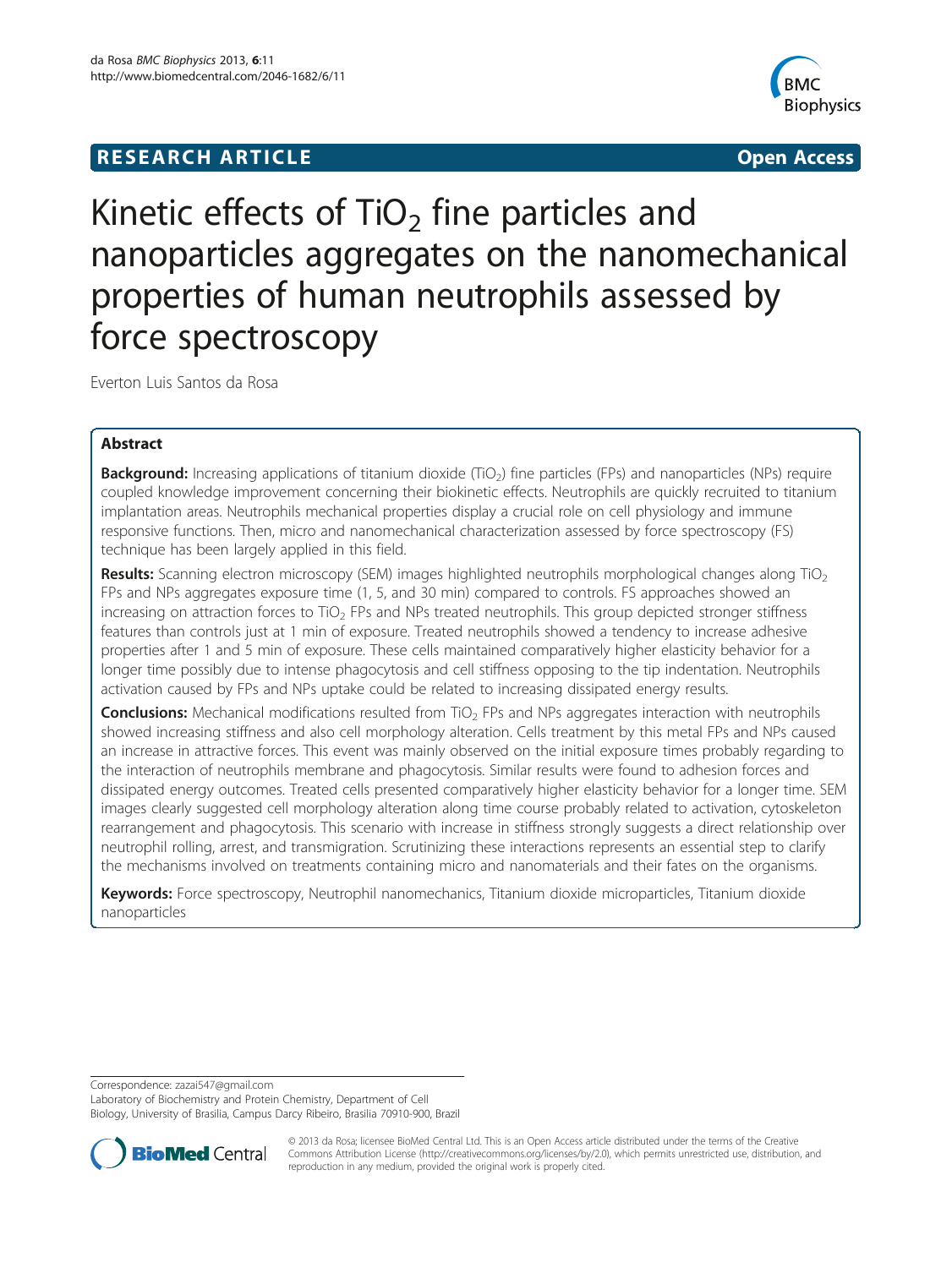**RESEARCH ARTICLE** **Open Access**

# Kinetic effects of $TiO_2$ fine particles and nanoparticles aggregates on the nanomechanical properties of human neutrophils assessed by force spectroscopy

Everton Luis Santos da Rosa

## Abstract

**Background:** Increasing applications of titanium dioxide ($TiO_2$) fine particles (FPs) and nanoparticles (NPs) require coupled knowledge improvement concerning their biokinetic effects. Neutrophils are quickly recruited to titanium implantation areas. Neutrophils mechanical properties display a crucial role on cell physiology and immune responsive functions. Then, micro and nanomechanical characterization assessed by force spectroscopy (FS) technique has been largely applied in this field.

**Results:** Scanning electron microscopy (SEM) images highlighted neutrophils morphological changes along $TiO_2$ FPs and NPs aggregates exposure time (1, 5, and 30 min) compared to controls. FS approaches showed an increasing on attraction forces to $TiO_2$ FPs and NPs treated neutrophils. This group depicted stronger stiffness features than controls just at 1 min of exposure. Treated neutrophils showed a tendency to increase adhesive properties after 1 and 5 min of exposure. These cells maintained comparatively higher elasticity behavior for a longer time possibly due to intense phagocytosis and cell stiffness opposing to the tip indentation. Neutrophils activation caused by FPs and NPs uptake could be related to increasing dissipated energy results.

**Conclusions:** Mechanical modifications resulted from $TiO_2$ FPs and NPs aggregates interaction with neutrophils showed increasing stiffness and also cell morphology alteration. Cells treatment by this metal FPs and NPs caused an increase in attractive forces. This event was mainly observed on the initial exposure times probably regarding to the interaction of neutrophils membrane and phagocytosis. Similar results were found to adhesion forces and dissipated energy outcomes. Treated cells presented comparatively higher elasticity behavior for a longer time. SEM images clearly suggested cell morphology alteration along time course probably related to activation, cytoskeleton rearrangement and phagocytosis. This scenario with increase in stiffness strongly suggests a direct relationship over neutrophil rolling, arrest, and transmigration. Scrutinizing these interactions represents an essential step to clarify the mechanisms involved on treatments containing micro and nanomaterials and their fates on the organisms.

**Keywords:** Force spectroscopy, Neutrophil nanomechanics, Titanium dioxide microparticles, Titanium dioxide nanoparticles

Correspondence: zazai547@gmail.com
Laboratory of Biochemistry and Protein Chemistry, Department of Cell Biology, University of Brasilia, Campus Darcy Ribeiro, Brasilia 70910-900, Brazil

© 2013 da Rosa; licensee BioMed Central Ltd. This is an Open Access article distributed under the terms of the Creative Commons Attribution License (http://creativecommons.org/licenses/by/2.0), which permits unrestricted use, distribution, and reproduction in any medium, provided the original work is properly cited.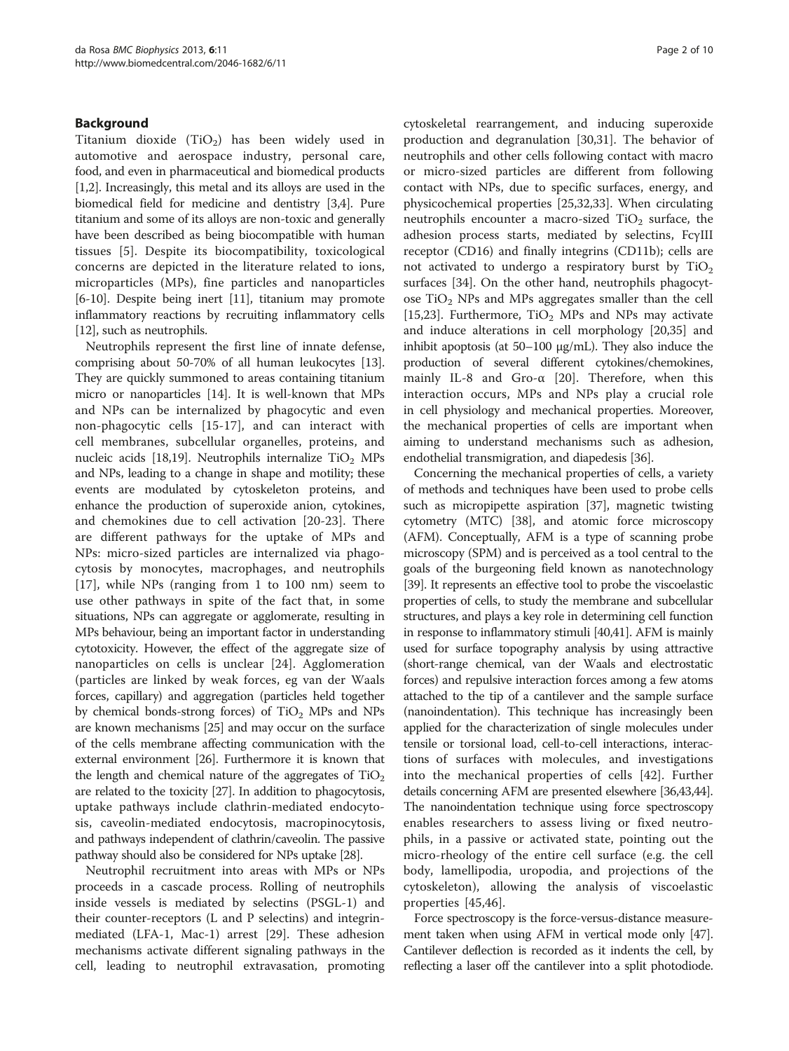## Background

Titanium dioxide ($TiO_2$) has been widely used in automotive and aerospace industry, personal care, food, and even in pharmaceutical and biomedical products [1,2]. Increasingly, this metal and its alloys are used in the biomedical field for medicine and dentistry [3,4]. Pure titanium and some of its alloys are non-toxic and generally have been described as being biocompatible with human tissues [5]. Despite its biocompatibility, toxicological concerns are depicted in the literature related to ions, microparticles (MPs), fine particles and nanoparticles [6-10]. Despite being inert [11], titanium may promote inflammatory reactions by recruiting inflammatory cells [12], such as neutrophils.

Neutrophils represent the first line of innate defense, comprising about 50-70% of all human leukocytes [13]. They are quickly summoned to areas containing titanium micro or nanoparticles [14]. It is well-known that MPs and NPs can be internalized by phagocytic and even non-phagocytic cells [15-17], and can interact with cell membranes, subcellular organelles, proteins, and nucleic acids [18,19]. Neutrophils internalize $TiO_2$ MPs and NPs, leading to a change in shape and motility; these events are modulated by cytoskeleton proteins, and enhance the production of superoxide anion, cytokines, and chemokines due to cell activation [20-23]. There are different pathways for the uptake of MPs and NPs: micro-sized particles are internalized via phagocytosis by monocytes, macrophages, and neutrophils [17], while NPs (ranging from 1 to 100 nm) seem to use other pathways in spite of the fact that, in some situations, NPs can aggregate or agglomerate, resulting in MPs behaviour, being an important factor in understanding cytotoxicity. However, the effect of the aggregate size of nanoparticles on cells is unclear [24]. Agglomeration (particles are linked by weak forces, eg van der Waals forces, capillary) and aggregation (particles held together by chemical bonds-strong forces) of $TiO_2$ MPs and NPs are known mechanisms [25] and may occur on the surface of the cells membrane affecting communication with the external environment [26]. Furthermore it is known that the length and chemical nature of the aggregates of $TiO_2$ are related to the toxicity [27]. In addition to phagocytosis, uptake pathways include clathrin-mediated endocytosis, caveolin-mediated endocytosis, macropinocytosis, and pathways independent of clathrin/caveolin. The passive pathway should also be considered for NPs uptake [28].

Neutrophil recruitment into areas with MPs or NPs proceeds in a cascade process. Rolling of neutrophils inside vessels is mediated by selectins (PSGL-1) and their counter-receptors (L and P selectins) and integrin-mediated (LFA-1, Mac-1) arrest [29]. These adhesion mechanisms activate different signaling pathways in the cell, leading to neutrophil extravasation, promoting cytoskeletal rearrangement, and inducing superoxide production and degranulation [30,31]. The behavior of neutrophils and other cells following contact with macro or micro-sized particles are different from following contact with NPs, due to specific surfaces, energy, and physicochemical properties [25,32,33]. When circulating neutrophils encounter a macro-sized $TiO_2$ surface, the adhesion process starts, mediated by selectins, FcγIII receptor (CD16) and finally integrins (CD11b); cells are not activated to undergo a respiratory burst by $TiO_2$ surfaces [34]. On the other hand, neutrophils phagocytose $TiO_2$ NPs and MPs aggregates smaller than the cell [15,23]. Furthermore, $TiO_2$ MPs and NPs may activate and induce alterations in cell morphology [20,35] and inhibit apoptosis (at 50–100 μg/mL). They also induce the production of several different cytokines/chemokines, mainly IL-8 and Gro-α [20]. Therefore, when this interaction occurs, MPs and NPs play a crucial role in cell physiology and mechanical properties. Moreover, the mechanical properties of cells are important when aiming to understand mechanisms such as adhesion, endothelial transmigration, and diapedesis [36].

Concerning the mechanical properties of cells, a variety of methods and techniques have been used to probe cells such as micropipette aspiration [37], magnetic twisting cytometry (MTC) [38], and atomic force microscopy (AFM). Conceptually, AFM is a type of scanning probe microscopy (SPM) and is perceived as a tool central to the goals of the burgeoning field known as nanotechnology [39]. It represents an effective tool to probe the viscoelastic properties of cells, to study the membrane and subcellular structures, and plays a key role in determining cell function in response to inflammatory stimuli [40,41]. AFM is mainly used for surface topography analysis by using attractive (short-range chemical, van der Waals and electrostatic forces) and repulsive interaction forces among a few atoms attached to the tip of a cantilever and the sample surface (nanoindentation). This technique has increasingly been applied for the characterization of single molecules under tensile or torsional load, cell-to-cell interactions, interactions of surfaces with molecules, and investigations into the mechanical properties of cells [42]. Further details concerning AFM are presented elsewhere [36,43,44]. The nanoindentation technique using force spectroscopy enables researchers to assess living or fixed neutrophils, in a passive or activated state, pointing out the micro-rheology of the entire cell surface (e.g. the cell body, lamellipodia, uropodia, and projections of the cytoskeleton), allowing the analysis of viscoelastic properties [45,46].

Force spectroscopy is the force-versus-distance measurement taken when using AFM in vertical mode only [47]. Cantilever deflection is recorded as it indents the cell, by reflecting a laser off the cantilever into a split photodiode.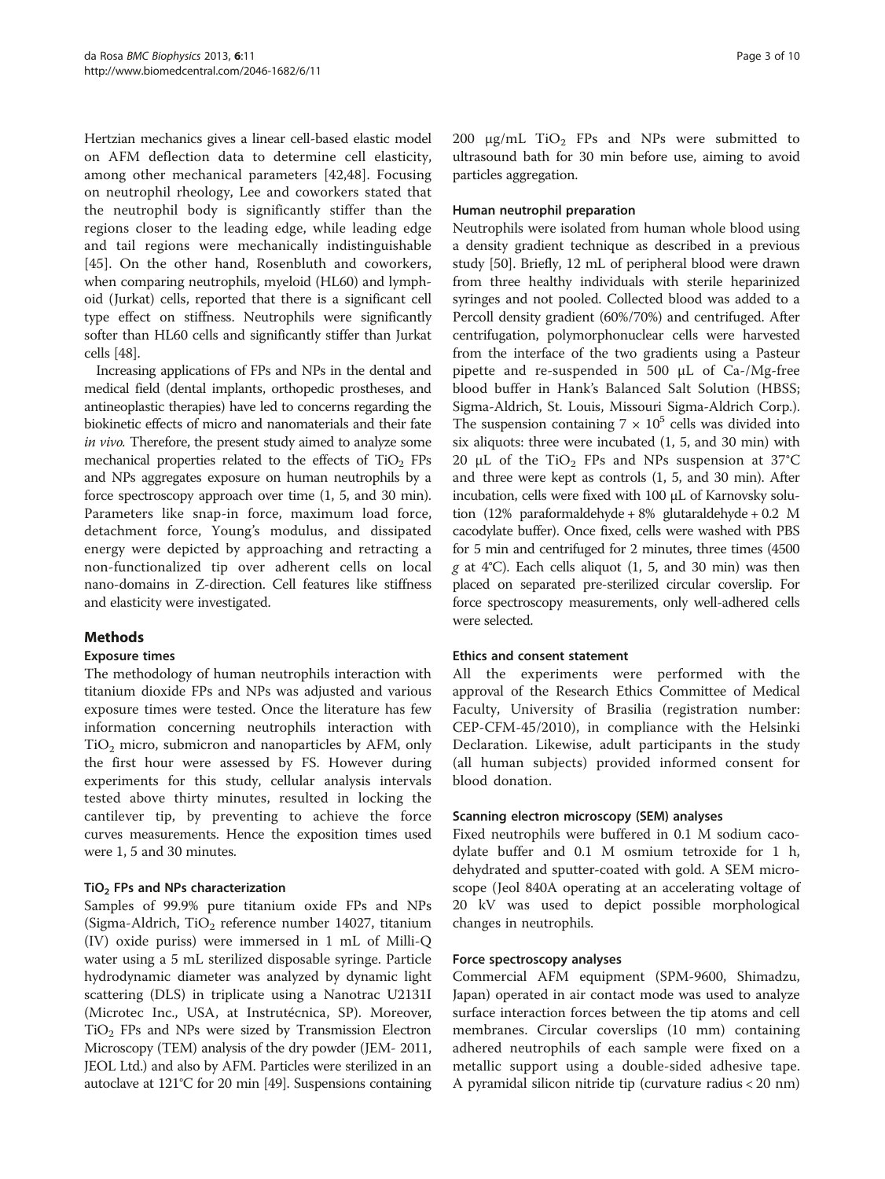Hertzian mechanics gives a linear cell-based elastic model on AFM deflection data to determine cell elasticity, among other mechanical parameters [42,48]. Focusing on neutrophil rheology, Lee and coworkers stated that the neutrophil body is significantly stiffer than the regions closer to the leading edge, while leading edge and tail regions were mechanically indistinguishable [45]. On the other hand, Rosenbluth and coworkers, when comparing neutrophils, myeloid (HL60) and lymphoid (Jurkat) cells, reported that there is a significant cell type effect on stiffness. Neutrophils were significantly softer than HL60 cells and significantly stiffer than Jurkat cells [48].

Increasing applications of FPs and NPs in the dental and medical field (dental implants, orthopedic prostheses, and antineoplastic therapies) have led to concerns regarding the biokinetic effects of micro and nanomaterials and their fate *in vivo*. Therefore, the present study aimed to analyze some mechanical properties related to the effects of $TiO_2$ FPs and NPs aggregates exposure on human neutrophils by a force spectroscopy approach over time (1, 5, and 30 min). Parameters like snap-in force, maximum load force, detachment force, Young's modulus, and dissipated energy were depicted by approaching and retracting a non-functionalized tip over adherent cells on local nano-domains in Z-direction. Cell features like stiffness and elasticity were investigated.

## Methods

### Exposure times

The methodology of human neutrophils interaction with titanium dioxide FPs and NPs was adjusted and various exposure times were tested. Once the literature has few information concerning neutrophils interaction with $TiO_2$ micro, submicron and nanoparticles by AFM, only the first hour were assessed by FS. However during experiments for this study, cellular analysis intervals tested above thirty minutes, resulted in locking the cantilever tip, by preventing to achieve the force curves measurements. Hence the exposition times used were 1, 5 and 30 minutes.

### $TiO_2$ FPs and NPs characterization

Samples of 99.9% pure titanium oxide FPs and NPs (Sigma-Aldrich, $TiO_2$ reference number 14027, titanium (IV) oxide puriss) were immersed in 1 mL of Milli-Q water using a 5 mL sterilized disposable syringe. Particle hydrodynamic diameter was analyzed by dynamic light scattering (DLS) in triplicate using a Nanotrac U2131I (Microtec Inc., USA, at Instrutécnica, SP). Moreover, $TiO_2$ FPs and NPs were sized by Transmission Electron Microscopy (TEM) analysis of the dry powder (JEM- 2011, JEOL Ltd.) and also by AFM. Particles were sterilized in an autoclave at 121°C for 20 min [49]. Suspensions containing 200 μg/mL $TiO_2$ FPs and NPs were submitted to ultrasound bath for 30 min before use, aiming to avoid particles aggregation.

### Human neutrophil preparation

Neutrophils were isolated from human whole blood using a density gradient technique as described in a previous study [50]. Briefly, 12 mL of peripheral blood were drawn from three healthy individuals with sterile heparinized syringes and not pooled. Collected blood was added to a Percoll density gradient (60%/70%) and centrifuged. After centrifugation, polymorphonuclear cells were harvested from the interface of the two gradients using a Pasteur pipette and re-suspended in 500 μL of Ca-/Mg-free blood buffer in Hank's Balanced Salt Solution (HBSS; Sigma-Aldrich, St. Louis, Missouri Sigma-Aldrich Corp.). The suspension containing $7 \times 10^5$ cells was divided into six aliquots: three were incubated (1, 5, and 30 min) with 20 μL of the $TiO_2$ FPs and NPs suspension at 37°C and three were kept as controls (1, 5, and 30 min). After incubation, cells were fixed with 100 μL of Karnovsky solution (12% paraformaldehyde + 8% glutaraldehyde + 0.2 M cacodylate buffer). Once fixed, cells were washed with PBS for 5 min and centrifuged for 2 minutes, three times (4500 *g* at 4°C). Each cells aliquot (1, 5, and 30 min) was then placed on separated pre-sterilized circular coverslip. For force spectroscopy measurements, only well-adhered cells were selected.

### Ethics and consent statement

All the experiments were performed with the approval of the Research Ethics Committee of Medical Faculty, University of Brasilia (registration number: CEP-CFM-45/2010), in compliance with the Helsinki Declaration. Likewise, adult participants in the study (all human subjects) provided informed consent for blood donation.

### Scanning electron microscopy (SEM) analyses

Fixed neutrophils were buffered in 0.1 M sodium cacodylate buffer and 0.1 M osmium tetroxide for 1 h, dehydrated and sputter-coated with gold. A SEM microscope (Jeol 840A operating at an accelerating voltage of 20 kV was used to depict possible morphological changes in neutrophils.

### Force spectroscopy analyses

Commercial AFM equipment (SPM-9600, Shimadzu, Japan) operated in air contact mode was used to analyze surface interaction forces between the tip atoms and cell membranes. Circular coverslips (10 mm) containing adhered neutrophils of each sample were fixed on a metallic support using a double-sided adhesive tape. A pyramidal silicon nitride tip (curvature radius < 20 nm)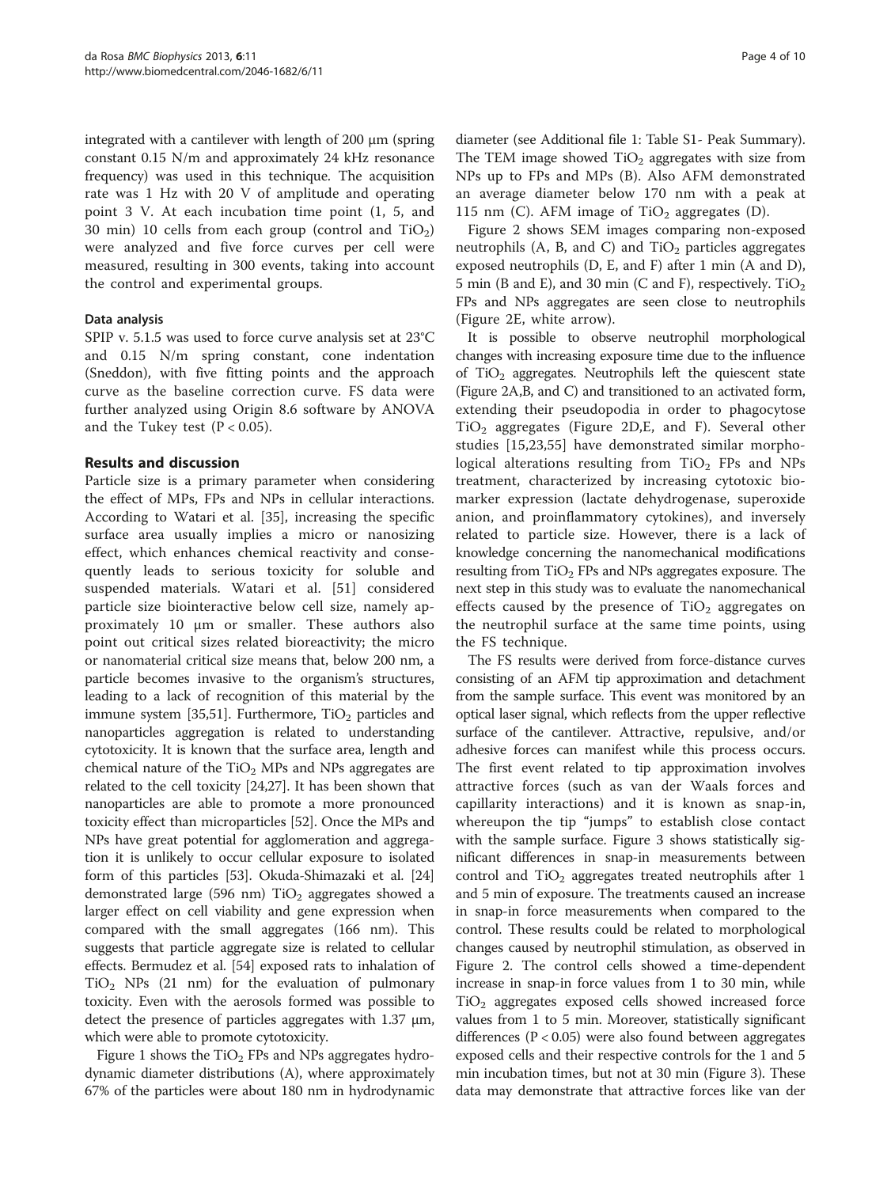integrated with a cantilever with length of 200 μm (spring constant 0.15 N/m and approximately 24 kHz resonance frequency) was used in this technique. The acquisition rate was 1 Hz with 20 V of amplitude and operating point 3 V. At each incubation time point (1, 5, and 30 min) 10 cells from each group (control and $TiO_2$) were analyzed and five force curves per cell were measured, resulting in 300 events, taking into account the control and experimental groups.

#### Data analysis

SPIP v. 5.1.5 was used to force curve analysis set at 23°C and 0.15 N/m spring constant, cone indentation (Sneddon), with five fitting points and the approach curve as the baseline correction curve. FS data were further analyzed using Origin 8.6 software by ANOVA and the Tukey test ($P < 0.05$).

### Results and discussion

Particle size is a primary parameter when considering the effect of MPs, FPs and NPs in cellular interactions. According to Watari et al. [35], increasing the specific surface area usually implies a micro or nanosizing effect, which enhances chemical reactivity and consequently leads to serious toxicity for soluble and suspended materials. Watari et al. [51] considered particle size biointeractive below cell size, namely approximately 10 μm or smaller. These authors also point out critical sizes related bioreactivity; the micro or nanomaterial critical size means that, below 200 nm, a particle becomes invasive to the organism's structures, leading to a lack of recognition of this material by the immune system [35,51]. Furthermore, $TiO_2$ particles and nanoparticles aggregation is related to understanding cytotoxicity. It is known that the surface area, length and chemical nature of the $TiO_2$ MPs and NPs aggregates are related to the cell toxicity [24,27]. It has been shown that nanoparticles are able to promote a more pronounced toxicity effect than microparticles [52]. Once the MPs and NPs have great potential for agglomeration and aggregation it is unlikely to occur cellular exposure to isolated form of this particles [53]. Okuda-Shimazaki et al. [24] demonstrated large (596 nm) $TiO_2$ aggregates showed a larger effect on cell viability and gene expression when compared with the small aggregates (166 nm). This suggests that particle aggregate size is related to cellular effects. Bermudez et al. [54] exposed rats to inhalation of $TiO_2$ NPs (21 nm) for the evaluation of pulmonary toxicity. Even with the aerosols formed was possible to detect the presence of particles aggregates with 1.37 μm, which were able to promote cytotoxicity.

Figure 1 shows the $TiO_2$ FPs and NPs aggregates hydrodynamic diameter distributions (A), where approximately 67% of the particles were about 180 nm in hydrodynamic diameter (see Additional file 1: Table S1- Peak Summary). The TEM image showed $TiO_2$ aggregates with size from NPs up to FPs and MPs (B). Also AFM demonstrated an average diameter below 170 nm with a peak at 115 nm (C). AFM image of $TiO_2$ aggregates (D).

Figure 2 shows SEM images comparing non-exposed neutrophils (A, B, and C) and $TiO_2$ particles aggregates exposed neutrophils (D, E, and F) after 1 min (A and D), 5 min (B and E), and 30 min (C and F), respectively. $TiO_2$ FPs and NPs aggregates are seen close to neutrophils (Figure 2E, white arrow).

It is possible to observe neutrophil morphological changes with increasing exposure time due to the influence of $TiO_2$ aggregates. Neutrophils left the quiescent state (Figure 2A,B, and C) and transitioned to an activated form, extending their pseudopodia in order to phagocytose $TiO_2$ aggregates (Figure 2D,E, and F). Several other studies [15,23,55] have demonstrated similar morphological alterations resulting from $TiO_2$ FPs and NPs treatment, characterized by increasing cytotoxic biomarker expression (lactate dehydrogenase, superoxide anion, and proinflammatory cytokines), and inversely related to particle size. However, there is a lack of knowledge concerning the nanomechanical modifications resulting from $TiO_2$ FPs and NPs aggregates exposure. The next step in this study was to evaluate the nanomechanical effects caused by the presence of $TiO_2$ aggregates on the neutrophil surface at the same time points, using the FS technique.

The FS results were derived from force-distance curves consisting of an AFM tip approximation and detachment from the sample surface. This event was monitored by an optical laser signal, which reflects from the upper reflective surface of the cantilever. Attractive, repulsive, and/or adhesive forces can manifest while this process occurs. The first event related to tip approximation involves attractive forces (such as van der Waals forces and capillarity interactions) and it is known as snap-in, whereupon the tip "jumps" to establish close contact with the sample surface. Figure 3 shows statistically significant differences in snap-in measurements between control and $TiO_2$ aggregates treated neutrophils after 1 and 5 min of exposure. The treatments caused an increase in snap-in force measurements when compared to the control. These results could be related to morphological changes caused by neutrophil stimulation, as observed in Figure 2. The control cells showed a time-dependent increase in snap-in force values from 1 to 30 min, while $TiO_2$ aggregates exposed cells showed increased force values from 1 to 5 min. Moreover, statistically significant differences ($P < 0.05$) were also found between aggregates exposed cells and their respective controls for the 1 and 5 min incubation times, but not at 30 min (Figure 3). These data may demonstrate that attractive forces like van der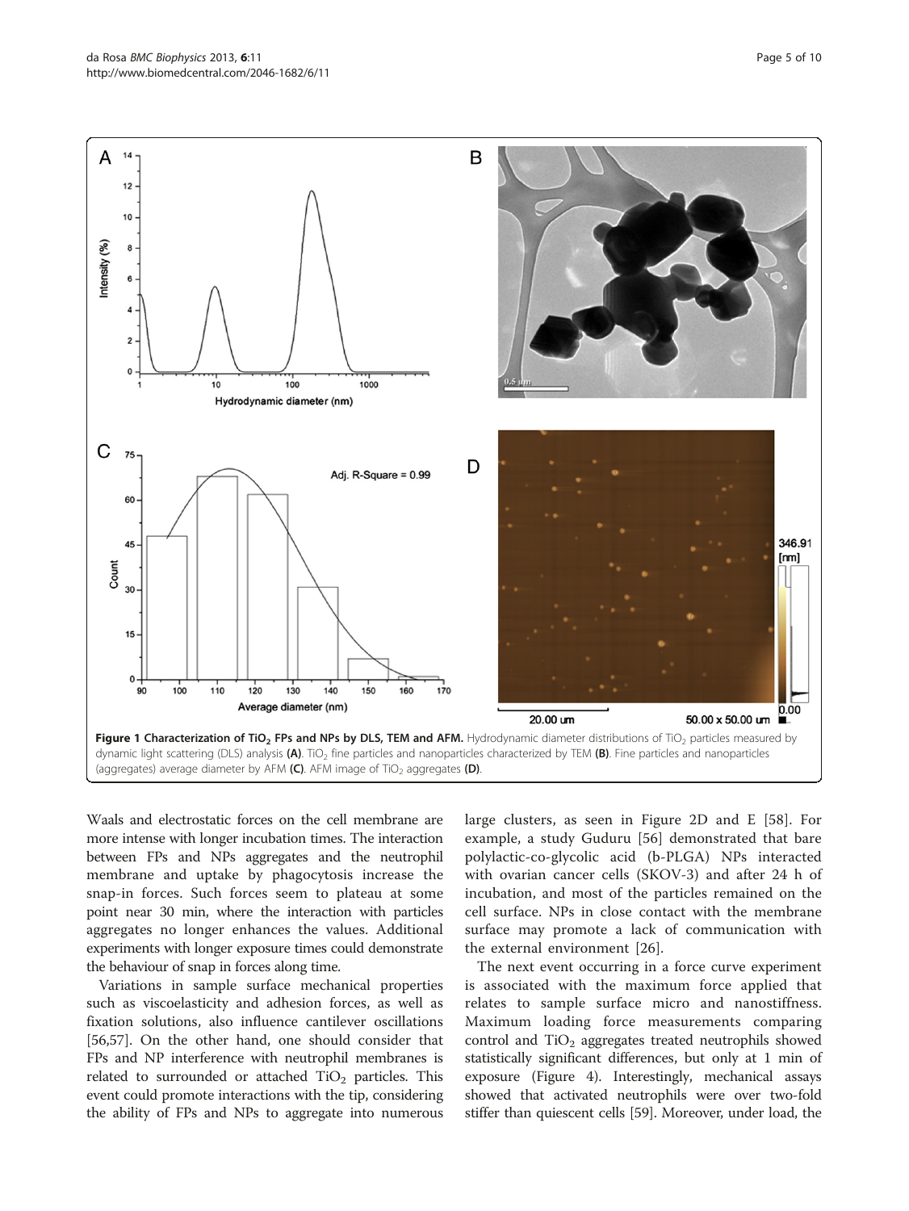**Figure 1 Characterization of $TiO_2$ FPs and NPs by DLS, TEM and AFM.** Hydrodynamic diameter distributions of $TiO_2$ particles measured by dynamic light scattering (DLS) analysis **(A)**. $TiO_2$ fine particles and nanoparticles characterized by TEM **(B)**. Fine particles and nanoparticles (aggregates) average diameter by AFM **(C)**. AFM image of $TiO_2$ aggregates **(D)**.

Waals and electrostatic forces on the cell membrane are more intense with longer incubation times. The interaction between FPs and NPs aggregates and the neutrophil membrane and uptake by phagocytosis increase the snap-in forces. Such forces seem to plateau at some point near 30 min, where the interaction with particles aggregates no longer enhances the values. Additional experiments with longer exposure times could demonstrate the behaviour of snap in forces along time.

Variations in sample surface mechanical properties such as viscoelasticity and adhesion forces, as well as fixation solutions, also influence cantilever oscillations [56,57]. On the other hand, one should consider that FPs and NP interference with neutrophil membranes is related to surrounded or attached $TiO_2$ particles. This event could promote interactions with the tip, considering the ability of FPs and NPs to aggregate into numerous large clusters, as seen in Figure 2D and E [58]. For example, a study Guduru [56] demonstrated that bare polylactic-co-glycolic acid (b-PLGA) NPs interacted with ovarian cancer cells (SKOV-3) and after 24 h of incubation, and most of the particles remained on the cell surface. NPs in close contact with the membrane surface may promote a lack of communication with the external environment [26].

The next event occurring in a force curve experiment is associated with the maximum force applied that relates to sample surface micro and nanostiffness. Maximum loading force measurements comparing control and $TiO_2$ aggregates treated neutrophils showed statistically significant differences, but only at 1 min of exposure (Figure 4). Interestingly, mechanical assays showed that activated neutrophils were over two-fold stiffer than quiescent cells [59]. Moreover, under load, the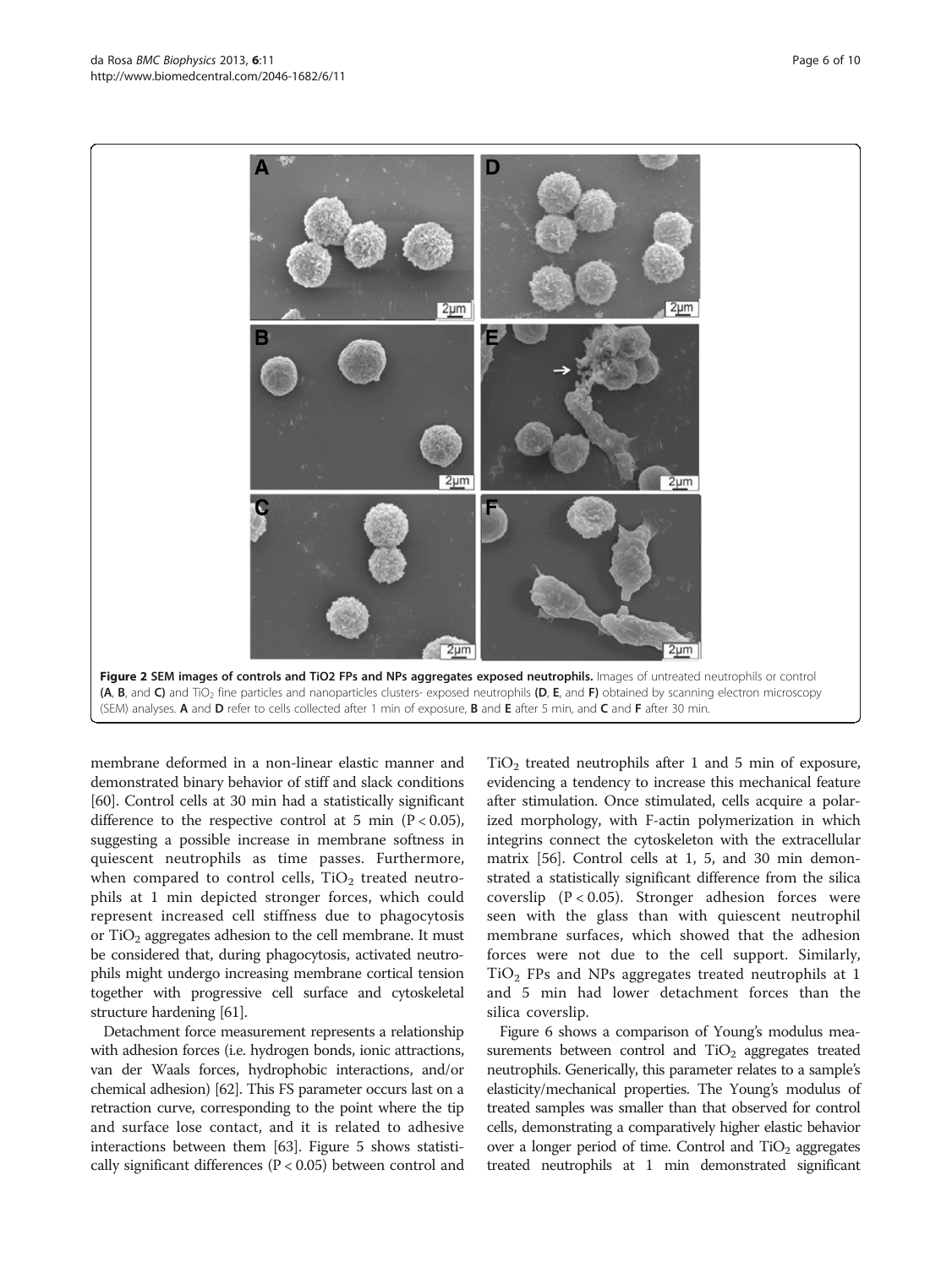**Figure 2 SEM images of controls and TiO2 FPs and NPs aggregates exposed neutrophils.** Images of untreated neutrophils or control **(A**, **B**, and **C)** and $TiO_2$ fine particles and nanoparticles clusters- exposed neutrophils **(D**, **E**, and **F)** obtained by scanning electron microscopy (SEM) analyses. **A** and **D** refer to cells collected after 1 min of exposure, **B** and **E** after 5 min, and **C** and **F** after 30 min.

membrane deformed in a non-linear elastic manner and demonstrated binary behavior of stiff and slack conditions [60]. Control cells at 30 min had a statistically significant difference to the respective control at 5 min ($P < 0.05$), suggesting a possible increase in membrane softness in quiescent neutrophils as time passes. Furthermore, when compared to control cells, $TiO_2$ treated neutrophils at 1 min depicted stronger forces, which could represent increased cell stiffness due to phagocytosis or $TiO_2$ aggregates adhesion to the cell membrane. It must be considered that, during phagocytosis, activated neutrophils might undergo increasing membrane cortical tension together with progressive cell surface and cytoskeletal structure hardening [61].

Detachment force measurement represents a relationship with adhesion forces (i.e. hydrogen bonds, ionic attractions, van der Waals forces, hydrophobic interactions, and/or chemical adhesion) [62]. This FS parameter occurs last on a retraction curve, corresponding to the point where the tip and surface lose contact, and it is related to adhesive interactions between them [63]. Figure 5 shows statistically significant differences ($P < 0.05$) between control and $TiO_2$ treated neutrophils after 1 and 5 min of exposure, evidencing a tendency to increase this mechanical feature after stimulation. Once stimulated, cells acquire a polarized morphology, with F-actin polymerization in which integrins connect the cytoskeleton with the extracellular matrix [56]. Control cells at 1, 5, and 30 min demonstrated a statistically significant difference from the silica coverslip ($P < 0.05$). Stronger adhesion forces were seen with the glass than with quiescent neutrophil membrane surfaces, which showed that the adhesion forces were not due to the cell support. Similarly, $TiO_2$ FPs and NPs aggregates treated neutrophils at 1 and 5 min had lower detachment forces than the silica coverslip.

Figure 6 shows a comparison of Young's modulus measurements between control and $TiO_2$ aggregates treated neutrophils. Generically, this parameter relates to a sample's elasticity/mechanical properties. The Young's modulus of treated samples was smaller than that observed for control cells, demonstrating a comparatively higher elastic behavior over a longer period of time. Control and $TiO_2$ aggregates treated neutrophils at 1 min demonstrated significant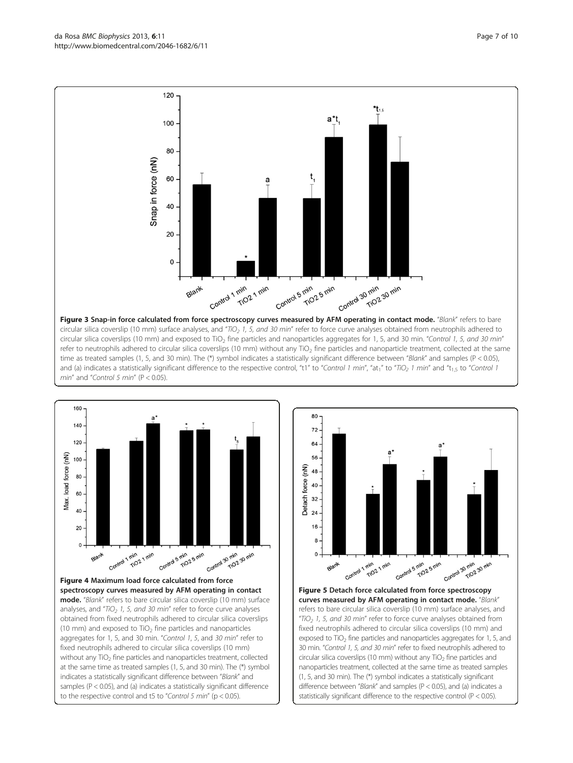**Figure 3 Snap-in force calculated from force spectroscopy curves measured by AFM operating in contact mode.** "*Blank*" refers to bare circular silica coverslip (10 mm) surface analyses, and "*$TiO_2$ 1, 5, and 30 min*" refer to force curve analyses obtained from neutrophils adhered to circular silica coverslips (10 mm) and exposed to $TiO_2$ fine particles and nanoparticles aggregates for 1, 5, and 30 min. "*Control 1, 5, and 30 min*" refer to neutrophils adhered to circular silica coverslips (10 mm) without any $TiO_2$ fine particles and nanoparticle treatment, collected at the same time as treated samples (1, 5, and 30 min). The (*) symbol indicates a statistically significant difference between "*Blank*" and samples ($P < 0.05$), and (a) indicates a statistically significant difference to the respective control, "t1" to "*Control 1 min*", "at$_1$" to "*$TiO_2$ 1 min*" and "t$_{1,5}$ to "*Control 1 min*" and "*Control 5 min*" ($P < 0.05$).

**Figure 4 Maximum load force calculated from force spectroscopy curves measured by AFM operating in contact mode.** "*Blank*" refers to bare circular silica coverslip (10 mm) surface analyses, and "*$TiO_2$ 1, 5, and 30 min*" refer to force curve analyses obtained from fixed neutrophils adhered to circular silica coverslips (10 mm) and exposed to $TiO_2$ fine particles and nanoparticles aggregates for 1, 5, and 30 min. "*Control 1*, *5*, and *30 min*" refer to fixed neutrophils adhered to circular silica coverslips (10 mm) without any $TiO_2$ fine particles and nanoparticles treatment, collected at the same time as treated samples (1, 5, and 30 min). The (*) symbol indicates a statistically significant difference between "*Blank*" and samples ($P < 0.05$), and (a) indicates a statistically significant difference to the respective control and t5 to "*Control 5 min*" ($p < 0.05$).

**Figure 5 Detach force calculated from force spectroscopy curves measured by AFM operating in contact mode.** "*Blank*" refers to bare circular silica coverslip (10 mm) surface analyses, and "*$TiO_2$ 1, 5, and 30 min*" refer to force curve analyses obtained from fixed neutrophils adhered to circular silica coverslips (10 mm) and exposed to $TiO_2$ fine particles and nanoparticles aggregates for 1, 5, and 30 min. "*Control 1, 5, and 30 min*" refer to fixed neutrophils adhered to circular silica coverslips (10 mm) without any $TiO_2$ fine particles and nanoparticles treatment, collected at the same time as treated samples (1, 5, and 30 min). The (*) symbol indicates a statistically significant difference between "*Blank*" and samples ($P < 0.05$), and (a) indicates a statistically significant difference to the respective control ($P < 0.05$).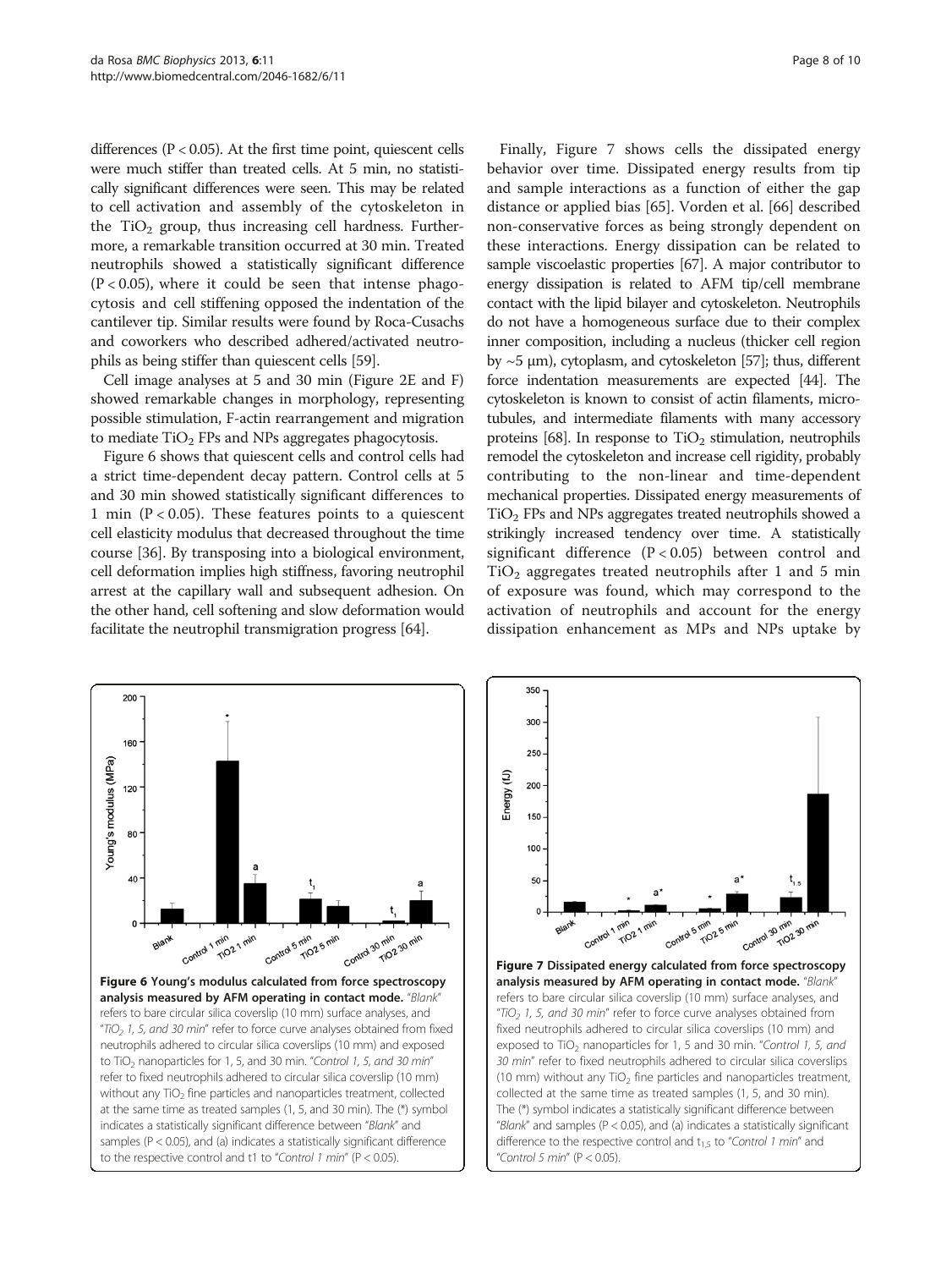differences (P < 0.05). At the first time point, quiescent cells were much stiffer than treated cells. At 5 min, no statistically significant differences were seen. This may be related to cell activation and assembly of the cytoskeleton in the $TiO_2$ group, thus increasing cell hardness. Furthermore, a remarkable transition occurred at 30 min. Treated neutrophils showed a statistically significant difference (P < 0.05), where it could be seen that intense phagocytosis and cell stiffening opposed the indentation of the cantilever tip. Similar results were found by Roca-Cusachs and coworkers who described adhered/activated neutrophils as being stiffer than quiescent cells [59].

Cell image analyses at 5 and 30 min (Figure 2E and F) showed remarkable changes in morphology, representing possible stimulation, F-actin rearrangement and migration to mediate $TiO_2$ FPs and NPs aggregates phagocytosis.

Figure 6 shows that quiescent cells and control cells had a strict time-dependent decay pattern. Control cells at 5 and 30 min showed statistically significant differences to 1 min (P < 0.05). These features points to a quiescent cell elasticity modulus that decreased throughout the time course [36]. By transposing into a biological environment, cell deformation implies high stiffness, favoring neutrophil arrest at the capillary wall and subsequent adhesion. On the other hand, cell softening and slow deformation would facilitate the neutrophil transmigration progress [64].

Finally, Figure 7 shows cells the dissipated energy behavior over time. Dissipated energy results from tip and sample interactions as a function of either the gap distance or applied bias [65]. Vorden et al. [66] described non-conservative forces as being strongly dependent on these interactions. Energy dissipation can be related to sample viscoelastic properties [67]. A major contributor to energy dissipation is related to AFM tip/cell membrane contact with the lipid bilayer and cytoskeleton. Neutrophils do not have a homogeneous surface due to their complex inner composition, including a nucleus (thicker cell region by ~5 μm), cytoplasm, and cytoskeleton [57]; thus, different force indentation measurements are expected [44]. The cytoskeleton is known to consist of actin filaments, microtubules, and intermediate filaments with many accessory proteins [68]. In response to $TiO_2$ stimulation, neutrophils remodel the cytoskeleton and increase cell rigidity, probably contributing to the non-linear and time-dependent mechanical properties. Dissipated energy measurements of $TiO_2$ FPs and NPs aggregates treated neutrophils showed a strikingly increased tendency over time. A statistically significant difference (P < 0.05) between control and $TiO_2$ aggregates treated neutrophils after 1 and 5 min of exposure was found, which may correspond to the activation of neutrophils and account for the energy dissipation enhancement as MPs and NPs uptake by

**Figure 6 Young's modulus calculated from force spectroscopy analysis measured by AFM operating in contact mode.** "*Blank*" refers to bare circular silica coverslip (10 mm) surface analyses, and "*$TiO_2$ 1, 5, and 30 min*" refer to force curve analyses obtained from fixed neutrophils adhered to circular silica coverslips (10 mm) and exposed to $TiO_2$ nanoparticles for 1, 5, and 30 min. "*Control 1, 5, and 30 min*" refer to fixed neutrophils adhered to circular silica coverslip (10 mm) without any $TiO_2$ fine particles and nanoparticles treatment, collected at the same time as treated samples (1, 5, and 30 min). The (*) symbol indicates a statistically significant difference between "*Blank*" and samples (P < 0.05), and (a) indicates a statistically significant difference to the respective control and t1 to "*Control 1 min*" (P < 0.05).

**Figure 7 Dissipated energy calculated from force spectroscopy analysis measured by AFM operating in contact mode.** "*Blank*" refers to bare circular silica coverslip (10 mm) surface analyses, and "*$TiO_2$ 1, 5, and 30 min*" refer to force curve analyses obtained from fixed neutrophils adhered to circular silica coverslips (10 mm) and exposed to $TiO_2$ nanoparticles for 1, 5 and 30 min. "*Control 1, 5, and 30 min*" refer to fixed neutrophils adhered to circular silica coverslips (10 mm) without any $TiO_2$ fine particles and nanoparticles treatment, collected at the same time as treated samples (1, 5, and 30 min). The (*) symbol indicates a statistically significant difference between "*Blank*" and samples (P < 0.05), and (a) indicates a statistically significant difference to the respective control and $t_{1,5}$ to "*Control 1 min*" and "*Control 5 min*" (P < 0.05).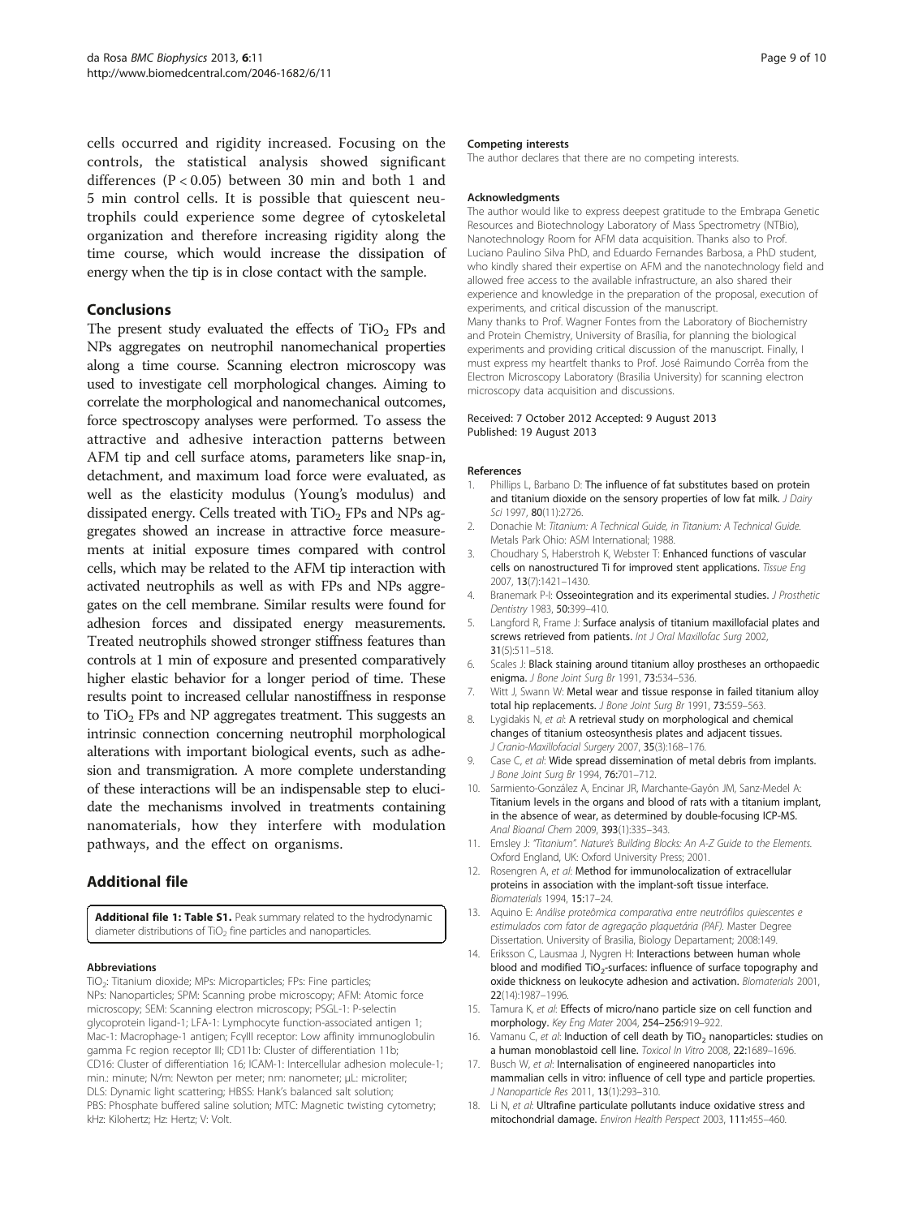cells occurred and rigidity increased. Focusing on the controls, the statistical analysis showed significant differences ($P < 0.05$) between 30 min and both 1 and 5 min control cells. It is possible that quiescent neutrophils could experience some degree of cytoskeletal organization and therefore increasing rigidity along the time course, which would increase the dissipation of energy when the tip is in close contact with the sample.

## Conclusions

The present study evaluated the effects of $TiO_2$ FPs and NPs aggregates on neutrophil nanomechanical properties along a time course. Scanning electron microscopy was used to investigate cell morphological changes. Aiming to correlate the morphological and nanomechanical outcomes, force spectroscopy analyses were performed. To assess the attractive and adhesive interaction patterns between AFM tip and cell surface atoms, parameters like snap-in, detachment, and maximum load force were evaluated, as well as the elasticity modulus (Young's modulus) and dissipated energy. Cells treated with $TiO_2$ FPs and NPs aggregates showed an increase in attractive force measurements at initial exposure times compared with control cells, which may be related to the AFM tip interaction with activated neutrophils as well as with FPs and NPs aggregates on the cell membrane. Similar results were found for adhesion forces and dissipated energy measurements. Treated neutrophils showed stronger stiffness features than controls at 1 min of exposure and presented comparatively higher elastic behavior for a longer period of time. These results point to increased cellular nanostiffness in response to $TiO_2$ FPs and NP aggregates treatment. This suggests an intrinsic connection concerning neutrophil morphological alterations with important biological events, such as adhesion and transmigration. A more complete understanding of these interactions will be an indispensable step to elucidate the mechanisms involved in treatments containing nanomaterials, how they interfere with modulation pathways, and the effect on organisms.

## Additional file

**Additional file 1: Table S1.** Peak summary related to the hydrodynamic diameter distributions of $TiO_2$ fine particles and nanoparticles.

#### Abbreviations

$TiO_2$: Titanium dioxide; MPs: Microparticles; FPs: Fine particles; NPs: Nanoparticles; SPM: Scanning probe microscopy; AFM: Atomic force microscopy; SEM: Scanning electron microscopy; PSGL-1: P-selectin glycoprotein ligand-1; LFA-1: Lymphocyte function-associated antigen 1; Mac-1: Macrophage-1 antigen; FcγIII receptor: Low affinity immunoglobulin gamma Fc region receptor III; CD11b: Cluster of differentiation 11b; CD16: Cluster of differentiation 16; ICAM-1: Intercellular adhesion molecule-1; min.: minute; N/m: Newton per meter; nm: nanometer; μL: microliter; DLS: Dynamic light scattering; HBSS: Hank's balanced salt solution; PBS: Phosphate buffered saline solution; MTC: Magnetic twisting cytometry; kHz: Kilohertz; Hz: Hertz; V: Volt.

#### Competing interests

The author declares that there are no competing interests.

#### Acknowledgments

The author would like to express deepest gratitude to the Embrapa Genetic Resources and Biotechnology Laboratory of Mass Spectrometry (NTBio), Nanotechnology Room for AFM data acquisition. Thanks also to Prof. Luciano Paulino Silva PhD, and Eduardo Fernandes Barbosa, a PhD student, who kindly shared their expertise on AFM and the nanotechnology field and allowed free access to the available infrastructure, an also shared their experience and knowledge in the preparation of the proposal, execution of experiments, and critical discussion of the manuscript.
Many thanks to Prof. Wagner Fontes from the Laboratory of Biochemistry and Protein Chemistry, University of Brasília, for planning the biological experiments and providing critical discussion of the manuscript. Finally, I must express my heartfelt thanks to Prof. José Raimundo Corrêa from the Electron Microscopy Laboratory (Brasilia University) for scanning electron microscopy data acquisition and discussions.

Received: 7 October 2012 Accepted: 9 August 2013
Published: 19 August 2013

#### References

1. Phillips L, Barbano D: **The influence of fat substitutes based on protein and titanium dioxide on the sensory properties of low fat milk.** *J Dairy Sci* 1997, **80**(11):2726.
2. Donachie M: *Titanium: A Technical Guide, in Titanium: A Technical Guide.* Metals Park Ohio: ASM International; 1988.
3. Choudhary S, Haberstroh K, Webster T: **Enhanced functions of vascular cells on nanostructured Ti for improved stent applications.** *Tissue Eng* 2007, **13**(7):1421–1430.
4. Branemark P-I: **Osseointegration and its experimental studies.** *J Prosthetic Dentistry* 1983, **50**:399–410.
5. Langford R, Frame J: **Surface analysis of titanium maxillofacial plates and screws retrieved from patients.** *Int J Oral Maxillofac Surg* 2002, **31**(5):511–518.
6. Scales J: **Black staining around titanium alloy prostheses an orthopaedic enigma.** *J Bone Joint Surg Br* 1991, **73**:534–536.
7. Witt J, Swann W: **Metal wear and tissue response in failed titanium alloy total hip replacements.** *J Bone Joint Surg Br* 1991, **73**:559–563.
8. Lygidakis N, *et al*: **A retrieval study on morphological and chemical changes of titanium osteosynthesis plates and adjacent tissues.** *J Cranio-Maxillofacial Surgery* 2007, **35**(3):168–176.
9. Case C, *et al*: **Wide spread dissemination of metal debris from implants.** *J Bone Joint Surg Br* 1994, **76**:701–712.
10. Sarmiento-González A, Encinar JR, Marchante-Gayón JM, Sanz-Medel A: **Titanium levels in the organs and blood of rats with a titanium implant, in the absence of wear, as determined by double-focusing ICP-MS.** *Anal Bioanal Chem* 2009, **393**(1):335–343.
11. Emsley J: *"Titanium". Nature's Building Blocks: An A-Z Guide to the Elements.* Oxford England, UK: Oxford University Press; 2001.
12. Rosengren A, *et al*: **Method for immunolocalization of extracellular proteins in association with the implant-soft tissue interface.** *Biomaterials* 1994, **15**:17–24.
13. Aquino E: *Análise proteômica comparativa entre neutrófilos quiescentes e estimulados com fator de agregação plaquetária (PAF).* Master Degree Dissertation. University of Brasília, Biology Departament; 2008:149.
14. Eriksson C, Lausmaa J, Nygren H: **Interactions between human whole blood and modified $TiO_2$-surfaces: influence of surface topography and oxide thickness on leukocyte adhesion and activation.** *Biomaterials* 2001, **22**(14):1987–1996.
15. Tamura K, *et al*: **Effects of micro/nano particle size on cell function and morphology.** *Key Eng Mater* 2004, **254–256**:919–922.
16. Vamanu C, *et al*: **Induction of cell death by $TiO_2$ nanoparticles: studies on a human monoblastoid cell line.** *Toxicol In Vitro* 2008, **22**:1689–1696.
17. Busch W, *et al*: **Internalisation of engineered nanoparticles into mammalian cells in vitro: influence of cell type and particle properties.** *J Nanoparticle Res* 2011, **13**(1):293–310.
18. Li N, *et al*: **Ultrafine particulate pollutants induce oxidative stress and mitochondrial damage.** *Environ Health Perspect* 2003, **111**:455–460.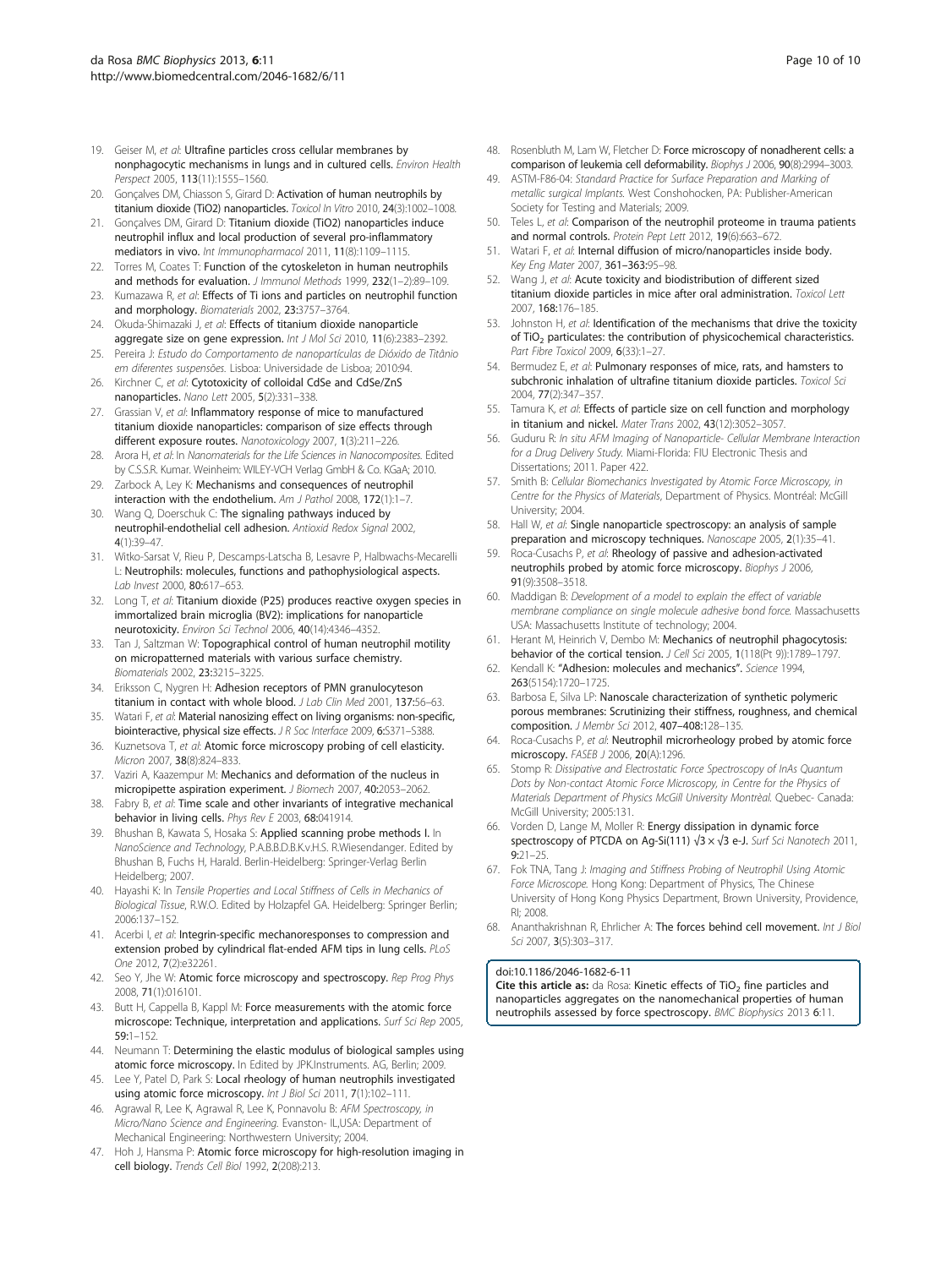19. Geiser M, *et al*: **Ultrafine particles cross cellular membranes by nonphagocytic mechanisms in lungs and in cultured cells.** *Environ Health Perspect* 2005, **113**(11):1555–1560.
20. Gonçalves DM, Chiasson S, Girard D: **Activation of human neutrophils by titanium dioxide (TiO2) nanoparticles.** *Toxicol In Vitro* 2010, **24**(3):1002–1008.
21. Gonçalves DM, Girard D: **Titanium dioxide (TiO2) nanoparticles induce neutrophil influx and local production of several pro-inflammatory mediators in vivo.** *Int Immunopharmacol* 2011, **11**(8):1109–1115.
22. Torres M, Coates T: **Function of the cytoskeleton in human neutrophils and methods for evaluation.** *J Immunol Methods* 1999, **232**(1–2):89–109.
23. Kumazawa R, *et al*: **Effects of Ti ions and particles on neutrophil function and morphology.** *Biomaterials* 2002, **23**:3757–3764.
24. Okuda-Shimazaki J, *et al*: **Effects of titanium dioxide nanoparticle aggregate size on gene expression.** *Int J Mol Sci* 2010, **11**(6):2383–2392.
25. Pereira J: *Estudo do Comportamento de nanopartículas de Dióxido de Titânio em diferentes suspensões.* Lisboa: Universidade de Lisboa; 2010:94.
26. Kirchner C, *et al*: **Cytotoxicity of colloidal CdSe and CdSe/ZnS nanoparticles.** *Nano Lett* 2005, **5**(2):331–338.
27. Grassian V, *et al*: **Inflammatory response of mice to manufactured titanium dioxide nanoparticles: comparison of size effects through different exposure routes.** *Nanotoxicology* 2007, **1**(3):211–226.
28. Arora H, *et al*: In *Nanomaterials for the Life Sciences in Nanocomposites.* Edited by C.S.S.R. Kumar. Weinheim: WILEY-VCH Verlag GmbH & Co. KGaA; 2010.
29. Zarbock A, Ley K: **Mechanisms and consequences of neutrophil interaction with the endothelium.** *Am J Pathol* 2008, **172**(1):1–7.
30. Wang Q, Doerschuk C: **The signaling pathways induced by neutrophil-endothelial cell adhesion.** *Antioxid Redox Signal* 2002, **4**(1):39–47.
31. Witko-Sarsat V, Rieu P, Descamps-Latscha B, Lesavre P, Halbwachs-Mecarelli L: **Neutrophils: molecules, functions and pathophysiological aspects.** *Lab Invest* 2000, **80**:617–653.
32. Long T, *et al*: **Titanium dioxide (P25) produces reactive oxygen species in immortalized brain microglia (BV2): implications for nanoparticle neurotoxicity.** *Environ Sci Technol* 2006, **40**(14):4346–4352.
33. Tan J, Saltzman W: **Topographical control of human neutrophil motility on micropatterned materials with various surface chemistry.** *Biomaterials* 2002, **23**:3215–3225.
34. Eriksson C, Nygren H: **Adhesion receptors of PMN granulocyteson titanium in contact with whole blood.** *J Lab Clin Med* 2001, **137**:56–63.
35. Watari F, *et al*: **Material nanosizing effect on living organisms: non-specific, biointeractive, physical size effects.** *J R Soc Interface* 2009, **6**:S371–S388.
36. Kuznetsova T, *et al*: **Atomic force microscopy probing of cell elasticity.** *Micron* 2007, **38**(8):824–833.
37. Vaziri A, Kaazempur M: **Mechanics and deformation of the nucleus in micropipette aspiration experiment.** *J Biomech* 2007, **40**:2053–2062.
38. Fabry B, *et al*: **Time scale and other invariants of integrative mechanical behavior in living cells.** *Phys Rev E* 2003, **68**:041914.
39. Bhushan B, Kawata S, Hosaka S: **Applied scanning probe methods I.** In *NanoScience and Technology*, P.A.B.B.D.B.K.v.H.S. R.Wiesendanger. Edited by Bhushan B, Fuchs H, Harald. Berlin-Heidelberg: Springer-Verlag Berlin Heidelberg; 2007.
40. Hayashi K: In *Tensile Properties and Local Stiffness of Cells in Mechanics of Biological Tissue*, R.W.O. Edited by Holzapfel GA. Heidelberg: Springer Berlin; 2006:137–152.
41. Acerbi I, *et al*: **Integrin-specific mechanoresponses to compression and extension probed by cylindrical flat-ended AFM tips in lung cells.** *PLoS One* 2012, **7**(2):e32261.
42. Seo Y, Jhe W: **Atomic force microscopy and spectroscopy.** *Rep Prog Phys* 2008, **71**(1):016101.
43. Butt H, Cappella B, Kappl M: **Force measurements with the atomic force microscope: Technique, interpretation and applications.** *Surf Sci Rep* 2005, **59**:1–152.
44. Neumann T: **Determining the elastic modulus of biological samples using atomic force microscopy.** In Edited by JPK.Instruments. AG, Berlin; 2009.
45. Lee Y, Patel D, Park S: **Local rheology of human neutrophils investigated using atomic force microscopy.** *Int J Biol Sci* 2011, **7**(1):102–111.
46. Agrawal R, Lee K, Agrawal R, Lee K, Ponnavolu B: *AFM Spectroscopy, in Micro/Nano Science and Engineering.* Evanston- IL,USA: Department of Mechanical Engineering: Northwestern University; 2004.
47. Hoh J, Hansma P: **Atomic force microscopy for high-resolution imaging in cell biology.** *Trends Cell Biol* 1992, **2**(208):213.
48. Rosenbluth M, Lam W, Fletcher D: **Force microscopy of nonadherent cells: a comparison of leukemia cell deformability.** *Biophys J* 2006, **90**(8):2994–3003.
49. ASTM-F86-04: *Standard Practice for Surface Preparation and Marking of metallic surgical Implants.* West Conshohocken, PA: Publisher-American Society for Testing and Materials; 2009.
50. Teles L, *et al*: **Comparison of the neutrophil proteome in trauma patients and normal controls.** *Protein Pept Lett* 2012, **19**(6):663–672.
51. Watari F, *et al*: **Internal diffusion of micro/nanoparticles inside body.** *Key Eng Mater* 2007, **361–363**:95–98.
52. Wang J, *et al*: **Acute toxicity and biodistribution of different sized titanium dioxide particles in mice after oral administration.** *Toxicol Lett* 2007, **168**:176–185.
53. Johnston H, *et al*: **Identification of the mechanisms that drive the toxicity of $TiO_2$ particulates: the contribution of physicochemical characteristics.** *Part Fibre Toxicol* 2009, **6**(33):1–27.
54. Bermudez E, *et al*: **Pulmonary responses of mice, rats, and hamsters to subchronic inhalation of ultrafine titanium dioxide particles.** *Toxicol Sci* 2004, **77**(2):347–357.
55. Tamura K, *et al*: **Effects of particle size on cell function and morphology in titanium and nickel.** *Mater Trans* 2002, **43**(12):3052–3057.
56. Guduru R: *In situ AFM Imaging of Nanoparticle- Cellular Membrane Interaction for a Drug Delivery Study.* Miami-Florida: FIU Electronic Thesis and Dissertations; 2011. Paper 422.
57. Smith B: *Cellular Biomechanics Investigated by Atomic Force Microscopy, in Centre for the Physics of Materials*, Department of Physics. Montréal: McGill University; 2004.
58. Hall W, *et al*: **Single nanoparticle spectroscopy: an analysis of sample preparation and microscopy techniques.** *Nanoscape* 2005, **2**(1):35–41.
59. Roca-Cusachs P, *et al*: **Rheology of passive and adhesion-activated neutrophils probed by atomic force microscopy.** *Biophys J* 2006, **91**(9):3508–3518.
60. Maddigan B: *Development of a model to explain the effect of variable membrane compliance on single molecule adhesive bond force.* Massachusetts USA: Massachusetts Institute of technology; 2004.
61. Herant M, Heinrich V, Dembo M: **Mechanics of neutrophil phagocytosis: behavior of the cortical tension.** *J Cell Sci* 2005, **1**(118(Pt 9)):1789–1797.
62. Kendall K: **"Adhesion: molecules and mechanics".** *Science* 1994, **263**(5154):1720–1725.
63. Barbosa E, Silva LP: **Nanoscale characterization of synthetic polymeric porous membranes: Scrutinizing their stiffness, roughness, and chemical composition.** *J Membr Sci* 2012, **407–408**:128–135.
64. Roca-Cusachs P, *et al*: **Neutrophil microrheology probed by atomic force microscopy.** *FASEB J* 2006, **20**(A):1296.
65. Stomp R: *Dissipative and Electrostatic Force Spectroscopy of InAs Quantum Dots by Non-contact Atomic Force Microscopy, in Centre for the Physics of Materials Department of Physics McGill University Montrèal.* Quebec- Canada: McGill University; 2005:131.
66. Vorden D, Lange M, Moller R: **Energy dissipation in dynamic force spectroscopy of PTCDA on Ag-Si(111) $\sqrt{3} \times \sqrt{3}$ e-J.** *Surf Sci Nanotech* 2011, **9**:21–25.
67. Fok TNA, Tang J: *Imaging and Stiffness Probing of Neutrophil Using Atomic Force Microscope.* Hong Kong: Department of Physics, The Chinese University of Hong Kong Physics Department, Brown University, Providence, RI; 2008.
68. Ananthakrishnan R, Ehrlicher A: **The forces behind cell movement.** *Int J Biol Sci* 2007, **3**(5):303–317.

doi:10.1186/2046-1682-6-11

**Cite this article as:** da Rosa: Kinetic effects of $TiO_2$ fine particles and nanoparticles aggregates on the nanomechanical properties of human neutrophils assessed by force spectroscopy. *BMC Biophysics* 2013 **6**:11.